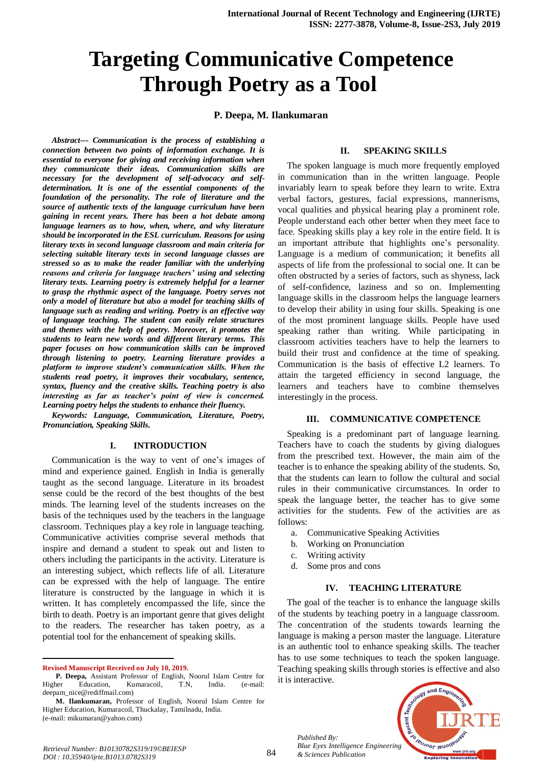# Targeting Communicative Competence Through Poetry as a Tool

**P. Deepa, M. Ilankumaran**

***Abstract---*** ***Communication is the process of establishing a connection between two points of information exchange. It is essential to everyone for giving and receiving information when they communicate their ideas. Communication skills are necessary for the development of self-advocacy and self-determination. It is one of the essential components of the foundation of the personality. The role of literature and the source of authentic texts of the language curriculum have been gaining in recent years. There has been a hot debate among language learners as to how, when, where, and why literature should be incorporated in the ESL curriculum. Reasons for using literary texts in second language classroom and main criteria for selecting suitable literary texts in second language classes are stressed so as to make the reader familiar with the underlying reasons and criteria for language teachers' using and selecting literary texts. Learning poetry is extremely helpful for a learner to grasp the rhythmic aspect of the language. Poetry serves not only a model of literature but also a model for teaching skills of language such as reading and writing. Poetry is an effective way of language teaching. The student can easily relate structures and themes with the help of poetry. Moreover, it promotes the students to learn new words and different literary terms. This paper focuses on how communication skills can be improved through listening to poetry. Learning literature provides a platform to improve student's communication skills. When the students read poetry, it improves their vocabulary, sentence, syntax, fluency and the creative skills. Teaching poetry is also interesting as far as teacher's point of view is concerned. Learning poetry helps the students to enhance their fluency.***

***Keywords:*** ***Language, Communication, Literature, Poetry, Pronunciation, Speaking Skills.***

## I. INTRODUCTION

Communication is the way to vent of one's images of mind and experience gained. English in India is generally taught as the second language. Literature in its broadest sense could be the record of the best thoughts of the best minds. The learning level of the students increases on the basis of the techniques used by the teachers in the language classroom. Techniques play a key role in language teaching. Communicative activities comprise several methods that inspire and demand a student to speak out and listen to others including the participants in the activity. Literature is an interesting subject, which reflects life of all. Literature can be expressed with the help of language. The entire literature is constructed by the language in which it is written. It has completely encompassed the life, since the birth to death. Poetry is an important genre that gives delight to the readers. The researcher has taken poetry, as a potential tool for the enhancement of speaking skills.

**Revised Manuscript Received on July 10, 2019.**

**P. Deepa,** Assistant Professor of English, Noorul Islam Centre for Higher Education, Kumaracoil, T.N, India. (e-mail: deepam_nice@rediffmail.com)

**M. Ilankumaran,** Professor of English, Noorul Islam Centre for Higher Education, Kumaracoil, Thuckalay, Tamilnadu, India. (e-mail: mikumaran@yahoo.com)

## II. SPEAKING SKILLS

The spoken language is much more frequently employed in communication than in the written language. People invariably learn to speak before they learn to write. Extra verbal factors, gestures, facial expressions, mannerisms, vocal qualities and physical hearing play a prominent role. People understand each other better when they meet face to face. Speaking skills play a key role in the entire field. It is an important attribute that highlights one's personality. Language is a medium of communication; it benefits all aspects of life from the professional to social one. It can be often obstructed by a series of factors, such as shyness, lack of self-confidence, laziness and so on. Implementing language skills in the classroom helps the language learners to develop their ability in using four skills. Speaking is one of the most prominent language skills. People have used speaking rather than writing. While participating in classroom activities teachers have to help the learners to build their trust and confidence at the time of speaking. Communication is the basis of effective L2 learners. To attain the targeted efficiency in second language, the learners and teachers have to combine themselves interestingly in the process.

## III. COMMUNICATIVE COMPETENCE

Speaking is a predominant part of language learning. Teachers have to coach the students by giving dialogues from the prescribed text. However, the main aim of the teacher is to enhance the speaking ability of the students. So, that the students can learn to follow the cultural and social rules in their communicative circumstances. In order to speak the language better, the teacher has to give some activities for the students. Few of the activities are as follows:

a. Communicative Speaking Activities
b. Working on Pronunciation
c. Writing activity
d. Some pros and cons

## IV. TEACHING LITERATURE

The goal of the teacher is to enhance the language skills of the students by teaching poetry in a language classroom. The concentration of the students towards learning the language is making a person master the language. Literature is an authentic tool to enhance speaking skills. The teacher has to use some techniques to teach the spoken language. Teaching speaking skills through stories is effective and also it is interactive.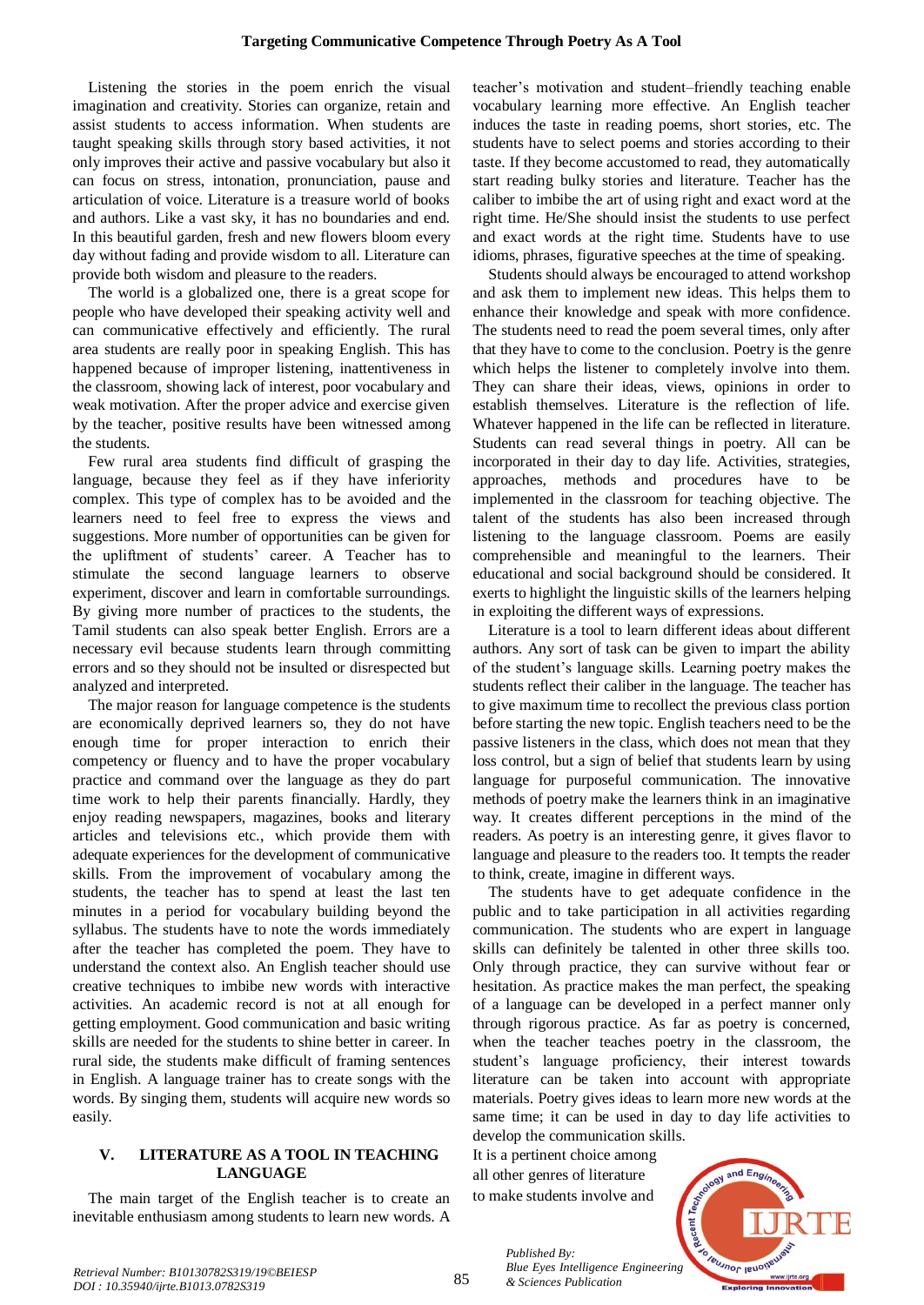Listening the stories in the poem enrich the visual imagination and creativity. Stories can organize, retain and assist students to access information. When students are taught speaking skills through story based activities, it not only improves their active and passive vocabulary but also it can focus on stress, intonation, pronunciation, pause and articulation of voice. Literature is a treasure world of books and authors. Like a vast sky, it has no boundaries and end. In this beautiful garden, fresh and new flowers bloom every day without fading and provide wisdom to all. Literature can provide both wisdom and pleasure to the readers.

The world is a globalized one, there is a great scope for people who have developed their speaking activity well and can communicative effectively and efficiently. The rural area students are really poor in speaking English. This has happened because of improper listening, inattentiveness in the classroom, showing lack of interest, poor vocabulary and weak motivation. After the proper advice and exercise given by the teacher, positive results have been witnessed among the students.

Few rural area students find difficult of grasping the language, because they feel as if they have inferiority complex. This type of complex has to be avoided and the learners need to feel free to express the views and suggestions. More number of opportunities can be given for the upliftment of students' career. A Teacher has to stimulate the second language learners to observe experiment, discover and learn in comfortable surroundings. By giving more number of practices to the students, the Tamil students can also speak better English. Errors are a necessary evil because students learn through committing errors and so they should not be insulted or disrespected but analyzed and interpreted.

The major reason for language competence is the students are economically deprived learners so, they do not have enough time for proper interaction to enrich their competency or fluency and to have the proper vocabulary practice and command over the language as they do part time work to help their parents financially. Hardly, they enjoy reading newspapers, magazines, books and literary articles and televisions etc., which provide them with adequate experiences for the development of communicative skills. From the improvement of vocabulary among the students, the teacher has to spend at least the last ten minutes in a period for vocabulary building beyond the syllabus. The students have to note the words immediately after the teacher has completed the poem. They have to understand the context also. An English teacher should use creative techniques to imbibe new words with interactive activities. An academic record is not at all enough for getting employment. Good communication and basic writing skills are needed for the students to shine better in career. In rural side, the students make difficult of framing sentences in English. A language trainer has to create songs with the words. By singing them, students will acquire new words so easily.

## V. LITERATURE AS A TOOL IN TEACHING LANGUAGE

The main target of the English teacher is to create an inevitable enthusiasm among students to learn new words. A teacher's motivation and student–friendly teaching enable vocabulary learning more effective. An English teacher induces the taste in reading poems, short stories, etc. The students have to select poems and stories according to their taste. If they become accustomed to read, they automatically start reading bulky stories and literature. Teacher has the caliber to imbibe the art of using right and exact word at the right time. He/She should insist the students to use perfect and exact words at the right time. Students have to use idioms, phrases, figurative speeches at the time of speaking.

Students should always be encouraged to attend workshop and ask them to implement new ideas. This helps them to enhance their knowledge and speak with more confidence. The students need to read the poem several times, only after that they have to come to the conclusion. Poetry is the genre which helps the listener to completely involve into them. They can share their ideas, views, opinions in order to establish themselves. Literature is the reflection of life. Whatever happened in the life can be reflected in literature. Students can read several things in poetry. All can be incorporated in their day to day life. Activities, strategies, approaches, methods and procedures have to be implemented in the classroom for teaching objective. The talent of the students has also been increased through listening to the language classroom. Poems are easily comprehensible and meaningful to the learners. Their educational and social background should be considered. It exerts to highlight the linguistic skills of the learners helping in exploiting the different ways of expressions.

Literature is a tool to learn different ideas about different authors. Any sort of task can be given to impart the ability of the student's language skills. Learning poetry makes the students reflect their caliber in the language. The teacher has to give maximum time to recollect the previous class portion before starting the new topic. English teachers need to be the passive listeners in the class, which does not mean that they loss control, but a sign of belief that students learn by using language for purposeful communication. The innovative methods of poetry make the learners think in an imaginative way. It creates different perceptions in the mind of the readers. As poetry is an interesting genre, it gives flavor to language and pleasure to the readers too. It tempts the reader to think, create, imagine in different ways.

The students have to get adequate confidence in the public and to take participation in all activities regarding communication. The students who are expert in language skills can definitely be talented in other three skills too. Only through practice, they can survive without fear or hesitation. As practice makes the man perfect, the speaking of a language can be developed in a perfect manner only through rigorous practice. As far as poetry is concerned, when the teacher teaches poetry in the classroom, the student's language proficiency, their interest towards literature can be taken into account with appropriate materials. Poetry gives ideas to learn more new words at the same time; it can be used in day to day life activities to develop the communication skills.

It is a pertinent choice among all other genres of literature to make students involve and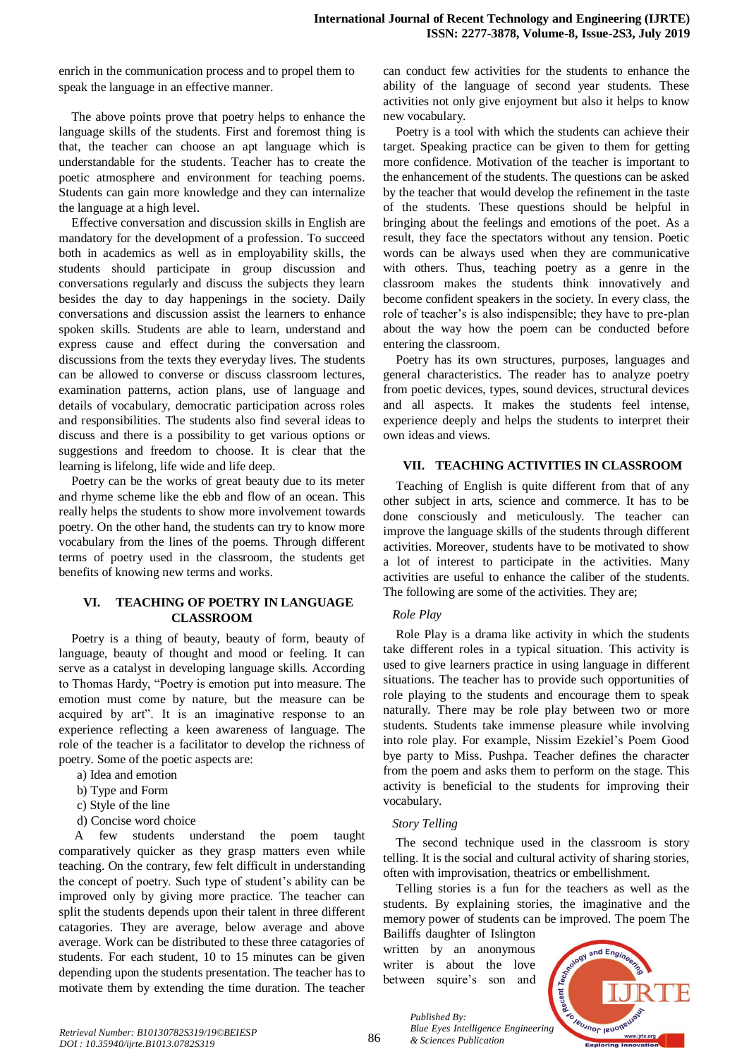enrich in the communication process and to propel them to speak the language in an effective manner.

The above points prove that poetry helps to enhance the language skills of the students. First and foremost thing is that, the teacher can choose an apt language which is understandable for the students. Teacher has to create the poetic atmosphere and environment for teaching poems. Students can gain more knowledge and they can internalize the language at a high level.

Effective conversation and discussion skills in English are mandatory for the development of a profession. To succeed both in academics as well as in employability skills, the students should participate in group discussion and conversations regularly and discuss the subjects they learn besides the day to day happenings in the society. Daily conversations and discussion assist the learners to enhance spoken skills. Students are able to learn, understand and express cause and effect during the conversation and discussions from the texts they everyday lives. The students can be allowed to converse or discuss classroom lectures, examination patterns, action plans, use of language and details of vocabulary, democratic participation across roles and responsibilities. The students also find several ideas to discuss and there is a possibility to get various options or suggestions and freedom to choose. It is clear that the learning is lifelong, life wide and life deep.

Poetry can be the works of great beauty due to its meter and rhyme scheme like the ebb and flow of an ocean. This really helps the students to show more involvement towards poetry. On the other hand, the students can try to know more vocabulary from the lines of the poems. Through different terms of poetry used in the classroom, the students get benefits of knowing new terms and works.

## VI. TEACHING OF POETRY IN LANGUAGE CLASSROOM

Poetry is a thing of beauty, beauty of form, beauty of language, beauty of thought and mood or feeling. It can serve as a catalyst in developing language skills. According to Thomas Hardy, "Poetry is emotion put into measure. The emotion must come by nature, but the measure can be acquired by art". It is an imaginative response to an experience reflecting a keen awareness of language. The role of the teacher is a facilitator to develop the richness of poetry. Some of the poetic aspects are:

a) Idea and emotion
b) Type and Form
c) Style of the line
d) Concise word choice

A few students understand the poem taught comparatively quicker as they grasp matters even while teaching. On the contrary, few felt difficult in understanding the concept of poetry. Such type of student's ability can be improved only by giving more practice. The teacher can split the students depends upon their talent in three different catagories. They are average, below average and above average. Work can be distributed to these three catagories of students. For each student, 10 to 15 minutes can be given depending upon the students presentation. The teacher has to motivate them by extending the time duration. The teacher can conduct few activities for the students to enhance the ability of the language of second year students. These activities not only give enjoyment but also it helps to know new vocabulary.

Poetry is a tool with which the students can achieve their target. Speaking practice can be given to them for getting more confidence. Motivation of the teacher is important to the enhancement of the students. The questions can be asked by the teacher that would develop the refinement in the taste of the students. These questions should be helpful in bringing about the feelings and emotions of the poet. As a result, they face the spectators without any tension. Poetic words can be always used when they are communicative with others. Thus, teaching poetry as a genre in the classroom makes the students think innovatively and become confident speakers in the society. In every class, the role of teacher's is also indispensible; they have to pre-plan about the way how the poem can be conducted before entering the classroom.

Poetry has its own structures, purposes, languages and general characteristics. The reader has to analyze poetry from poetic devices, types, sound devices, structural devices and all aspects. It makes the students feel intense, experience deeply and helps the students to interpret their own ideas and views.

## VII. TEACHING ACTIVITIES IN CLASSROOM

Teaching of English is quite different from that of any other subject in arts, science and commerce. It has to be done consciously and meticulously. The teacher can improve the language skills of the students through different activities. Moreover, students have to be motivated to show a lot of interest to participate in the activities. Many activities are useful to enhance the caliber of the students. The following are some of the activities. They are;

*Role Play*

Role Play is a drama like activity in which the students take different roles in a typical situation. This activity is used to give learners practice in using language in different situations. The teacher has to provide such opportunities of role playing to the students and encourage them to speak naturally. There may be role play between two or more students. Students take immense pleasure while involving into role play. For example, Nissim Ezekiel's Poem Good bye party to Miss. Pushpa. Teacher defines the character from the poem and asks them to perform on the stage. This activity is beneficial to the students for improving their vocabulary.

*Story Telling*

The second technique used in the classroom is story telling. It is the social and cultural activity of sharing stories, often with improvisation, theatrics or embellishment.

Telling stories is a fun for the teachers as well as the students. By explaining stories, the imaginative and the memory power of students can be improved. The poem The Bailiffs daughter of Islington written by an anonymous writer is about the love between squire's son and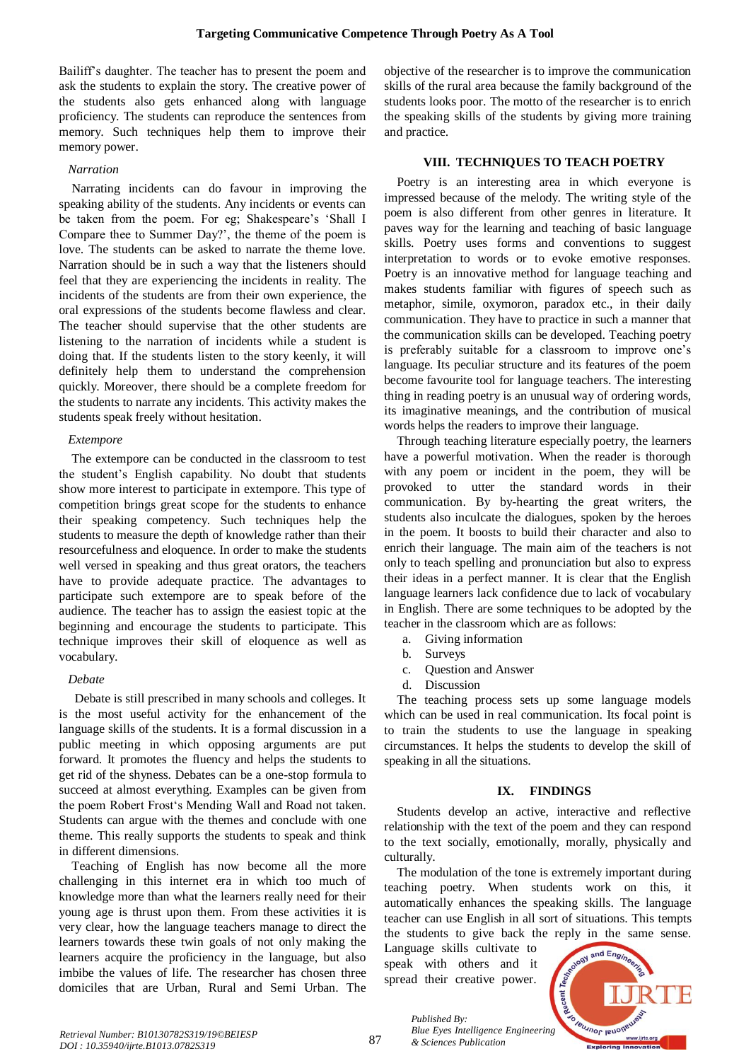Bailiff's daughter. The teacher has to present the poem and ask the students to explain the story. The creative power of the students also gets enhanced along with language proficiency. The students can reproduce the sentences from memory. Such techniques help them to improve their memory power.

*Narration*

Narrating incidents can do favour in improving the speaking ability of the students. Any incidents or events can be taken from the poem. For eg; Shakespeare's 'Shall I Compare thee to Summer Day?', the theme of the poem is love. The students can be asked to narrate the theme love. Narration should be in such a way that the listeners should feel that they are experiencing the incidents in reality. The incidents of the students are from their own experience, the oral expressions of the students become flawless and clear. The teacher should supervise that the other students are listening to the narration of incidents while a student is doing that. If the students listen to the story keenly, it will definitely help them to understand the comprehension quickly. Moreover, there should be a complete freedom for the students to narrate any incidents. This activity makes the students speak freely without hesitation.

*Extempore*

The extempore can be conducted in the classroom to test the student's English capability. No doubt that students show more interest to participate in extempore. This type of competition brings great scope for the students to enhance their speaking competency. Such techniques help the students to measure the depth of knowledge rather than their resourcefulness and eloquence. In order to make the students well versed in speaking and thus great orators, the teachers have to provide adequate practice. The advantages to participate such extempore are to speak before of the audience. The teacher has to assign the easiest topic at the beginning and encourage the students to participate. This technique improves their skill of eloquence as well as vocabulary.

*Debate*

Debate is still prescribed in many schools and colleges. It is the most useful activity for the enhancement of the language skills of the students. It is a formal discussion in a public meeting in which opposing arguments are put forward. It promotes the fluency and helps the students to get rid of the shyness. Debates can be a one-stop formula to succeed at almost everything. Examples can be given from the poem Robert Frost's Mending Wall and Road not taken. Students can argue with the themes and conclude with one theme. This really supports the students to speak and think in different dimensions.

Teaching of English has now become all the more challenging in this internet era in which too much of knowledge more than what the learners really need for their young age is thrust upon them. From these activities it is very clear, how the language teachers manage to direct the learners towards these twin goals of not only making the learners acquire the proficiency in the language, but also imbibe the values of life. The researcher has chosen three domiciles that are Urban, Rural and Semi Urban. The objective of the researcher is to improve the communication skills of the rural area because the family background of the students looks poor. The motto of the researcher is to enrich the speaking skills of the students by giving more training and practice.

## VIII. TECHNIQUES TO TEACH POETRY

Poetry is an interesting area in which everyone is impressed because of the melody. The writing style of the poem is also different from other genres in literature. It paves way for the learning and teaching of basic language skills. Poetry uses forms and conventions to suggest interpretation to words or to evoke emotive responses. Poetry is an innovative method for language teaching and makes students familiar with figures of speech such as metaphor, simile, oxymoron, paradox etc., in their daily communication. They have to practice in such a manner that the communication skills can be developed. Teaching poetry is preferably suitable for a classroom to improve one's language. Its peculiar structure and its features of the poem become favourite tool for language teachers. The interesting thing in reading poetry is an unusual way of ordering words, its imaginative meanings, and the contribution of musical words helps the readers to improve their language.

Through teaching literature especially poetry, the learners have a powerful motivation. When the reader is thorough with any poem or incident in the poem, they will be provoked to utter the standard words in their communication. By by-hearting the great writers, the students also inculcate the dialogues, spoken by the heroes in the poem. It boosts to build their character and also to enrich their language. The main aim of the teachers is not only to teach spelling and pronunciation but also to express their ideas in a perfect manner. It is clear that the English language learners lack confidence due to lack of vocabulary in English. There are some techniques to be adopted by the teacher in the classroom which are as follows:

a. Giving information
b. Surveys
c. Question and Answer
d. Discussion

The teaching process sets up some language models which can be used in real communication. Its focal point is to train the students to use the language in speaking circumstances. It helps the students to develop the skill of speaking in all the situations.

## IX. FINDINGS

Students develop an active, interactive and reflective relationship with the text of the poem and they can respond to the text socially, emotionally, morally, physically and culturally.

The modulation of the tone is extremely important during teaching poetry. When students work on this, it automatically enhances the speaking skills. The language teacher can use English in all sort of situations. This tempts the students to give back the reply in the same sense. Language skills cultivate to speak with others and it spread their creative power.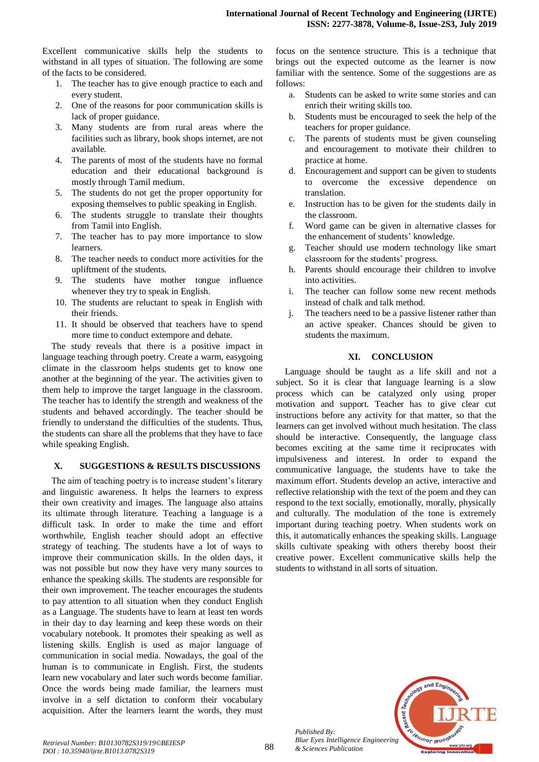Excellent communicative skills help the students to withstand in all types of situation. The following are some of the facts to be considered.

1. The teacher has to give enough practice to each and every student.
2. One of the reasons for poor communication skills is lack of proper guidance.
3. Many students are from rural areas where the facilities such as library, book shops internet, are not available.
4. The parents of most of the students have no formal education and their educational background is mostly through Tamil medium.
5. The students do not get the proper opportunity for exposing themselves to public speaking in English.
6. The students struggle to translate their thoughts from Tamil into English.
7. The teacher has to pay more importance to slow learners.
8. The teacher needs to conduct more activities for the upliftment of the students.
9. The students have mother tongue influence whenever they try to speak in English.
10. The students are reluctant to speak in English with their friends.
11. It should be observed that teachers have to spend more time to conduct extempore and debate.

The study reveals that there is a positive impact in language teaching through poetry. Create a warm, easygoing climate in the classroom helps students get to know one another at the beginning of the year. The activities given to them help to improve the target language in the classroom. The teacher has to identify the strength and weakness of the students and behaved accordingly. The teacher should be friendly to understand the difficulties of the students. Thus, the students can share all the problems that they have to face while speaking English.

## X. SUGGESTIONS & RESULTS DISCUSSIONS

The aim of teaching poetry is to increase student's literary and linguistic awareness. It helps the learners to express their own creativity and images. The language also attains its ultimate through literature. Teaching a language is a difficult task. In order to make the time and effort worthwhile, English teacher should adopt an effective strategy of teaching. The students have a lot of ways to improve their communication skills. In the olden days, it was not possible but now they have very many sources to enhance the speaking skills. The students are responsible for their own improvement. The teacher encourages the students to pay attention to all situation when they conduct English as a Language. The students have to learn at least ten words in their day to day learning and keep these words on their vocabulary notebook. It promotes their speaking as well as listening skills. English is used as major language of communication in social media. Nowadays, the goal of the human is to communicate in English. First, the students learn new vocabulary and later such words become familiar. Once the words being made familiar, the learners must involve in a self dictation to conform their vocabulary acquisition. After the learners learnt the words, they must focus on the sentence structure. This is a technique that brings out the expected outcome as the learner is now familiar with the sentence. Some of the suggestions are as follows:

a. Students can be asked to write some stories and can enrich their writing skills too.
b. Students must be encouraged to seek the help of the teachers for proper guidance.
c. The parents of students must be given counseling and encouragement to motivate their children to practice at home.
d. Encouragement and support can be given to students to overcome the excessive dependence on translation.
e. Instruction has to be given for the students daily in the classroom.
f. Word game can be given in alternative classes for the enhancement of students' knowledge.
g. Teacher should use modern technology like smart classroom for the students' progress.
h. Parents should encourage their children to involve into activities.
i. The teacher can follow some new recent methods instead of chalk and talk method.
j. The teachers need to be a passive listener rather than an active speaker. Chances should be given to students the maximum.

## XI. CONCLUSION

Language should be taught as a life skill and not a subject. So it is clear that language learning is a slow process which can be catalyzed only using proper motivation and support. Teacher has to give clear cut instructions before any activity for that matter, so that the learners can get involved without much hesitation. The class should be interactive. Consequently, the language class becomes exciting at the same time it reciprocates with impulsiveness and interest. In order to expand the communicative language, the students have to take the maximum effort. Students develop an active, interactive and reflective relationship with the text of the poem and they can respond to the text socially, emotionally, morally, physically and culturally. The modulation of the tone is extremely important during teaching poetry. When students work on this, it automatically enhances the speaking skills. Language skills cultivate speaking with others thereby boost their creative power. Excellent communicative skills help the students to withstand in all sorts of situation.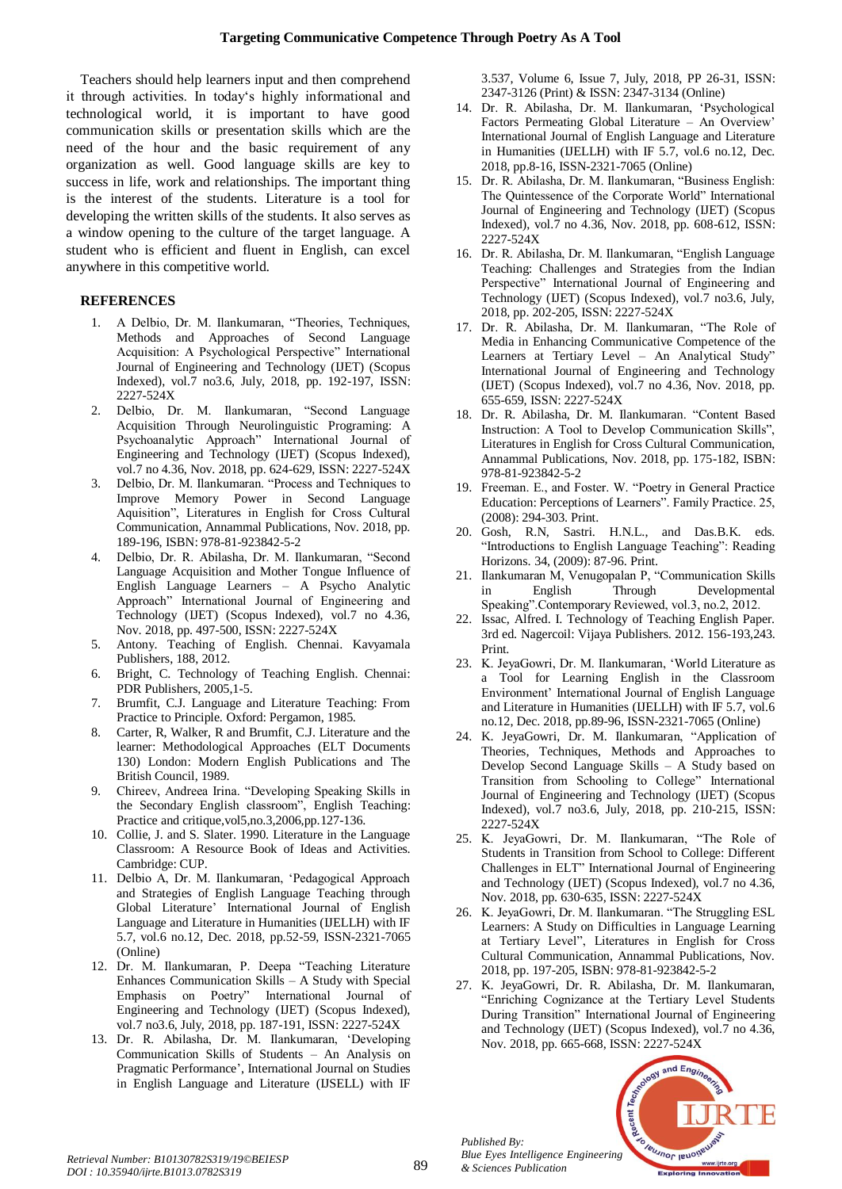Teachers should help learners input and then comprehend it through activities. In today's highly informational and technological world, it is important to have good communication skills or presentation skills which are the need of the hour and the basic requirement of any organization as well. Good language skills are key to success in life, work and relationships. The important thing is the interest of the students. Literature is a tool for developing the written skills of the students. It also serves as a window opening to the culture of the target language. A student who is efficient and fluent in English, can excel anywhere in this competitive world.

## REFERENCES

1. A Delbio, Dr. M. Ilankumaran, "Theories, Techniques, Methods and Approaches of Second Language Acquisition: A Psychological Perspective" International Journal of Engineering and Technology (IJET) (Scopus Indexed), vol.7 no3.6, July, 2018, pp. 192-197, ISSN: 2227-524X
2. Delbio, Dr. M. Ilankumaran, "Second Language Acquisition Through Neurolinguistic Programing: A Psychoanalytic Approach" International Journal of Engineering and Technology (IJET) (Scopus Indexed), vol.7 no 4.36, Nov. 2018, pp. 624-629, ISSN: 2227-524X
3. Delbio, Dr. M. Ilankumaran. "Process and Techniques to Improve Memory Power in Second Language Aquisition", Literatures in English for Cross Cultural Communication, Annammal Publications, Nov. 2018, pp. 189-196, ISBN: 978-81-923842-5-2
4. Delbio, Dr. R. Abilasha, Dr. M. Ilankumaran, "Second Language Acquisition and Mother Tongue Influence of English Language Learners – A Psycho Analytic Approach" International Journal of Engineering and Technology (IJET) (Scopus Indexed), vol.7 no 4.36, Nov. 2018, pp. 497-500, ISSN: 2227-524X
5. Antony. Teaching of English. Chennai. Kavyamala Publishers, 188, 2012.
6. Bright, C. Technology of Teaching English. Chennai: PDR Publishers, 2005,1-5.
7. Brumfit, C.J. Language and Literature Teaching: From Practice to Principle. Oxford: Pergamon, 1985.
8. Carter, R, Walker, R and Brumfit, C.J. Literature and the learner: Methodological Approaches (ELT Documents 130) London: Modern English Publications and The British Council, 1989.
9. Chireev, Andreea Irina. "Developing Speaking Skills in the Secondary English classroom", English Teaching: Practice and critique,vol5,no.3,2006,pp.127-136.
10. Collie, J. and S. Slater. 1990. Literature in the Language Classroom: A Resource Book of Ideas and Activities. Cambridge: CUP.
11. Delbio A, Dr. M. Ilankumaran, 'Pedagogical Approach and Strategies of English Language Teaching through Global Literature' International Journal of English Language and Literature in Humanities (IJELLH) with IF 5.7, vol.6 no.12, Dec. 2018, pp.52-59, ISSN-2321-7065 (Online)
12. Dr. M. Ilankumaran, P. Deepa "Teaching Literature Enhances Communication Skills – A Study with Special Emphasis on Poetry" International Journal of Engineering and Technology (IJET) (Scopus Indexed), vol.7 no3.6, July, 2018, pp. 187-191, ISSN: 2227-524X
13. Dr. R. Abilasha, Dr. M. Ilankumaran, 'Developing Communication Skills of Students – An Analysis on Pragmatic Performance', International Journal on Studies in English Language and Literature (IJSELL) with IF 3.537, Volume 6, Issue 7, July, 2018, PP 26-31, ISSN: 2347-3126 (Print) & ISSN: 2347-3134 (Online)
14. Dr. R. Abilasha, Dr. M. Ilankumaran, 'Psychological Factors Permeating Global Literature – An Overview' International Journal of English Language and Literature in Humanities (IJELLH) with IF 5.7, vol.6 no.12, Dec. 2018, pp.8-16, ISSN-2321-7065 (Online)
15. Dr. R. Abilasha, Dr. M. Ilankumaran, "Business English: The Quintessence of the Corporate World" International Journal of Engineering and Technology (IJET) (Scopus Indexed), vol.7 no 4.36, Nov. 2018, pp. 608-612, ISSN: 2227-524X
16. Dr. R. Abilasha, Dr. M. Ilankumaran, "English Language Teaching: Challenges and Strategies from the Indian Perspective" International Journal of Engineering and Technology (IJET) (Scopus Indexed), vol.7 no3.6, July, 2018, pp. 202-205, ISSN: 2227-524X
17. Dr. R. Abilasha, Dr. M. Ilankumaran, "The Role of Media in Enhancing Communicative Competence of the Learners at Tertiary Level – An Analytical Study" International Journal of Engineering and Technology (IJET) (Scopus Indexed), vol.7 no 4.36, Nov. 2018, pp. 655-659, ISSN: 2227-524X
18. Dr. R. Abilasha, Dr. M. Ilankumaran. "Content Based Instruction: A Tool to Develop Communication Skills", Literatures in English for Cross Cultural Communication, Annammal Publications, Nov. 2018, pp. 175-182, ISBN: 978-81-923842-5-2
19. Freeman. E., and Foster. W. "Poetry in General Practice Education: Perceptions of Learners". Family Practice. 25, (2008): 294-303. Print.
20. Gosh, R.N, Sastri. H.N.L., and Das.B.K. eds. "Introductions to English Language Teaching": Reading Horizons. 34, (2009): 87-96. Print.
21. Ilankumaran M, Venugopalan P, "Communication Skills in English Through Developmental Speaking".Contemporary Reviewed, vol.3, no.2, 2012.
22. Issac, Alfred. I. Technology of Teaching English Paper. 3rd ed. Nagercoil: Vijaya Publishers. 2012. 156-193,243. Print.
23. K. JeyaGowri, Dr. M. Ilankumaran, 'World Literature as a Tool for Learning English in the Classroom Environment' International Journal of English Language and Literature in Humanities (IJELLH) with IF 5.7, vol.6 no.12, Dec. 2018, pp.89-96, ISSN-2321-7065 (Online)
24. K. JeyaGowri, Dr. M. Ilankumaran, "Application of Theories, Techniques, Methods and Approaches to Develop Second Language Skills – A Study based on Transition from Schooling to College" International Journal of Engineering and Technology (IJET) (Scopus Indexed), vol.7 no3.6, July, 2018, pp. 210-215, ISSN: 2227-524X
25. K. JeyaGowri, Dr. M. Ilankumaran, "The Role of Students in Transition from School to College: Different Challenges in ELT" International Journal of Engineering and Technology (IJET) (Scopus Indexed), vol.7 no 4.36, Nov. 2018, pp. 630-635, ISSN: 2227-524X
26. K. JeyaGowri, Dr. M. Ilankumaran. "The Struggling ESL Learners: A Study on Difficulties in Language Learning at Tertiary Level", Literatures in English for Cross Cultural Communication, Annammal Publications, Nov. 2018, pp. 197-205, ISBN: 978-81-923842-5-2
27. K. JeyaGowri, Dr. R. Abilasha, Dr. M. Ilankumaran, "Enriching Cognizance at the Tertiary Level Students During Transition" International Journal of Engineering and Technology (IJET) (Scopus Indexed), vol.7 no 4.36, Nov. 2018, pp. 665-668, ISSN: 2227-524X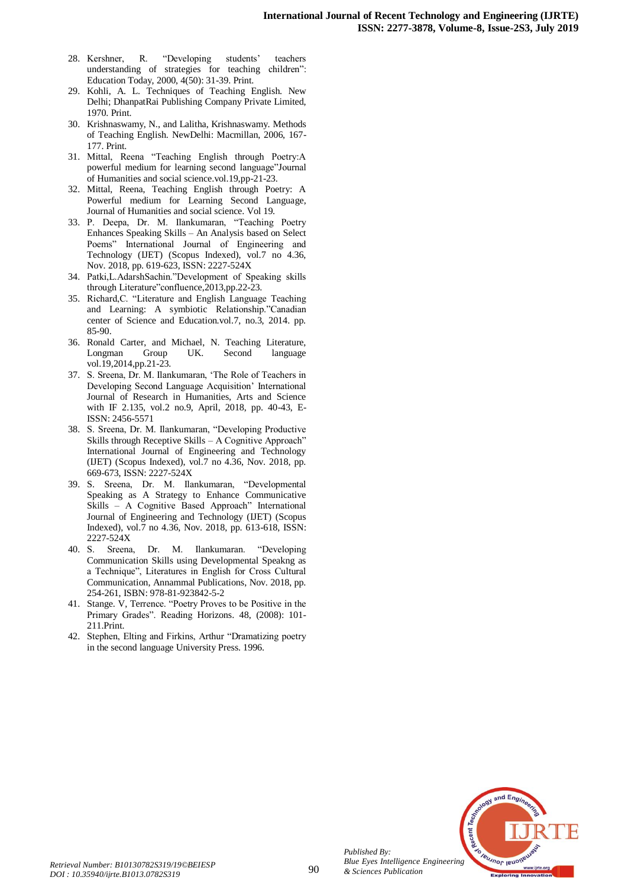28. Kershner, R. "Developing students' teachers understanding of strategies for teaching children": Education Today, 2000, 4(50): 31-39. Print.
29. Kohli, A. L. Techniques of Teaching English. New Delhi; DhanpatRai Publishing Company Private Limited, 1970. Print.
30. Krishnaswamy, N., and Lalitha, Krishnaswamy. Methods of Teaching English. NewDelhi: Macmillan, 2006, 167-177. Print.
31. Mittal, Reena "Teaching English through Poetry:A powerful medium for learning second language"Journal of Humanities and social science.vol.19,pp-21-23.
32. Mittal, Reena, Teaching English through Poetry: A Powerful medium for Learning Second Language, Journal of Humanities and social science. Vol 19.
33. P. Deepa, Dr. M. Ilankumaran, "Teaching Poetry Enhances Speaking Skills – An Analysis based on Select Poems" International Journal of Engineering and Technology (IJET) (Scopus Indexed), vol.7 no 4.36, Nov. 2018, pp. 619-623, ISSN: 2227-524X
34. Patki,L.AdarshSachin."Development of Speaking skills through Literature"confluence,2013,pp.22-23.
35. Richard,C. "Literature and English Language Teaching and Learning: A symbiotic Relationship."Canadian center of Science and Education.vol.7, no.3, 2014. pp. 85-90.
36. Ronald Carter, and Michael, N. Teaching Literature, Longman Group UK. Second language vol.19,2014,pp.21-23.
37. S. Sreena, Dr. M. Ilankumaran, 'The Role of Teachers in Developing Second Language Acquisition' International Journal of Research in Humanities, Arts and Science with IF 2.135, vol.2 no.9, April, 2018, pp. 40-43, E-ISSN: 2456-5571
38. S. Sreena, Dr. M. Ilankumaran, "Developing Productive Skills through Receptive Skills – A Cognitive Approach" International Journal of Engineering and Technology (IJET) (Scopus Indexed), vol.7 no 4.36, Nov. 2018, pp. 669-673, ISSN: 2227-524X
39. S. Sreena, Dr. M. Ilankumaran, "Developmental Speaking as A Strategy to Enhance Communicative Skills – A Cognitive Based Approach" International Journal of Engineering and Technology (IJET) (Scopus Indexed), vol.7 no 4.36, Nov. 2018, pp. 613-618, ISSN: 2227-524X
40. S. Sreena, Dr. M. Ilankumaran. "Developing Communication Skills using Developmental Speakng as a Technique", Literatures in English for Cross Cultural Communication, Annammal Publications, Nov. 2018, pp. 254-261, ISBN: 978-81-923842-5-2
41. Stange. V, Terrence. "Poetry Proves to be Positive in the Primary Grades". Reading Horizons. 48, (2008): 101-211.Print.
42. Stephen, Elting and Firkins, Arthur "Dramatizing poetry in the second language University Press. 1996.